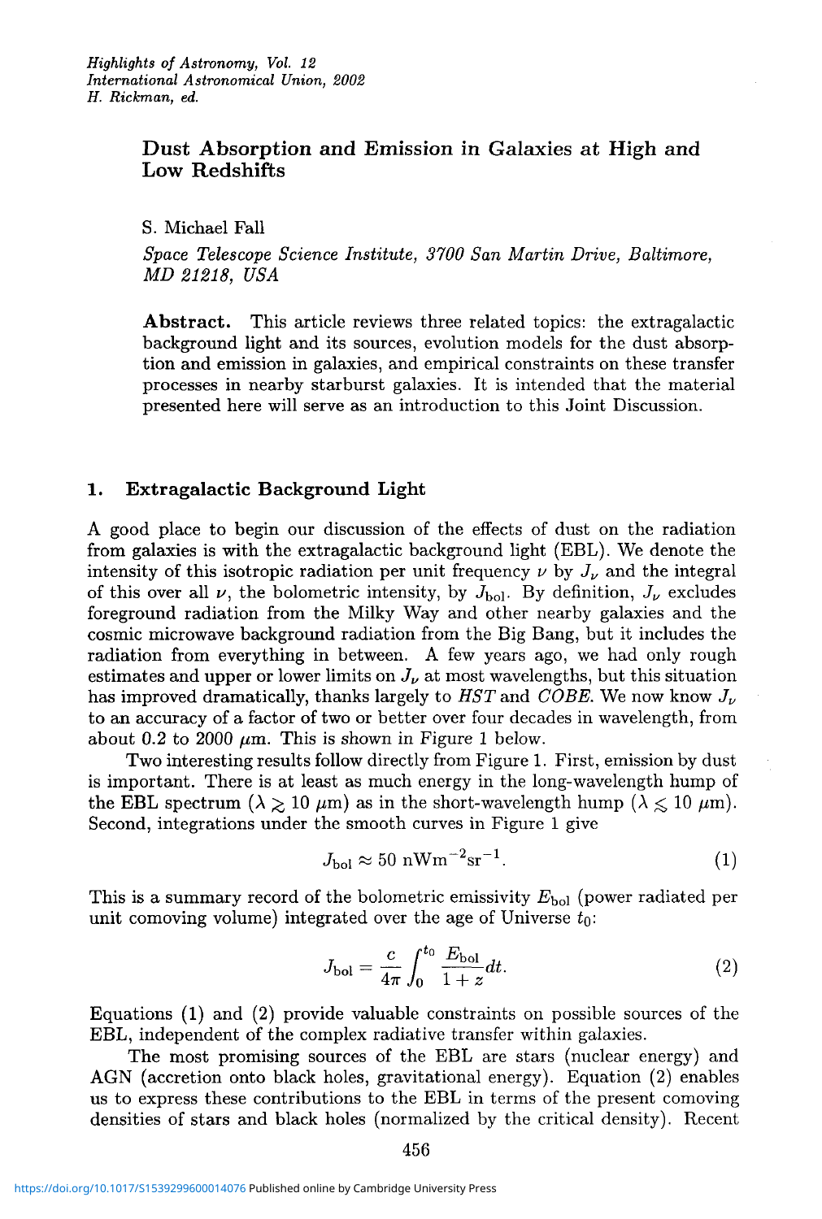# Dust Absorption and Emission in Galaxies at High and Low Redshifts

S. Michael Fall

*Space Telescope Science Institute, 3700 San Martin Drive, Baltimore, MD 21218, USA*

**Abstract.** This article reviews three related topics: the extragalactic background light and its sources, evolution models for the dust absorption and emission in galaxies, and empirical constraints on these transfer processes in nearby starburst galaxies. It is intended that the material presented here will serve as an introduction to this Joint Discussion.

## 1. Extragalactic Background Light

A good place to begin our discussion of the effects of dust on the radiation from galaxies is with the extragalactic background light (EBL). We denote the intensity of this isotropic radiation per unit frequency $\nu$ by $J_\nu$ and the integral of this over all $\nu$, the bolometric intensity, by $J_{\rm bol}$. By definition, $J_\nu$ excludes foreground radiation from the Milky Way and other nearby galaxies and the cosmic microwave background radiation from the Big Bang, but it includes the radiation from everything in between. A few years ago, we had only rough estimates and upper or lower limits on $J_\nu$ at most wavelengths, but this situation has improved dramatically, thanks largely to *HST* and *COBE*. We now know $J_\nu$ to an accuracy of a factor of two or better over four decades in wavelength, from about 0.2 to 2000 $\mu$m. This is shown in Figure 1 below.

Two interesting results follow directly from Figure 1. First, emission by dust is important. There is at least as much energy in the long-wavelength hump of the EBL spectrum ($\lambda \gtrsim 10$ $\mu$m) as in the short-wavelength hump ($\lambda \lesssim 10$ $\mu$m). Second, integrations under the smooth curves in Figure 1 give

$$J_{\rm bol} \approx 50 \text{ nWm}^{-2}\text{sr}^{-1}. \tag{1}$$

This is a summary record of the bolometric emissivity $E_{\rm bol}$ (power radiated per unit comoving volume) integrated over the age of Universe $t_0$:

$$J_{\rm bol} = \frac{c}{4\pi} \int_0^{t_0} \frac{E_{\rm bol}}{1+z} dt. \tag{2}$$

Equations (1) and (2) provide valuable constraints on possible sources of the EBL, independent of the complex radiative transfer within galaxies.

The most promising sources of the EBL are stars (nuclear energy) and AGN (accretion onto black holes, gravitational energy). Equation (2) enables us to express these contributions to the EBL in terms of the present comoving densities of stars and black holes (normalized by the critical density). Recent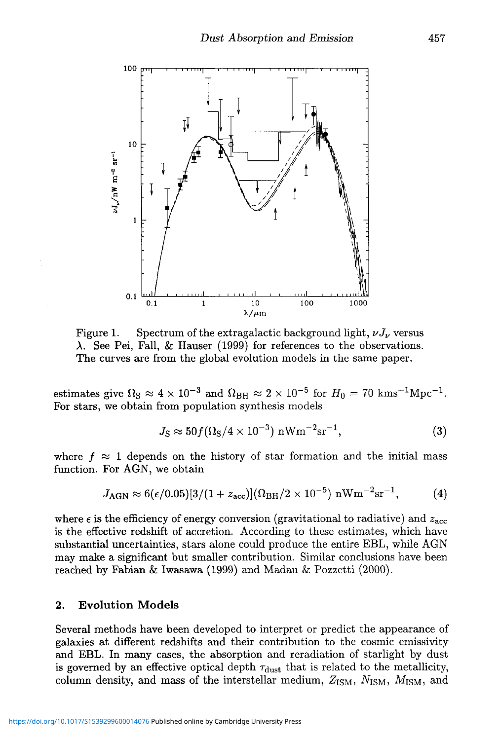Figure 1. Spectrum of the extragalactic background light, $\nu J_\nu$ versus $\lambda$. See Pei, Fall, & Hauser (1999) for references to the observations. The curves are from the global evolution models in the same paper.

estimates give $\Omega_S \approx 4 \times 10^{-3}$ and $\Omega_{BH} \approx 2 \times 10^{-5}$ for $H_0 = 70\ \mathrm{kms^{-1}Mpc^{-1}}$. For stars, we obtain from population synthesis models

$$J_S \approx 50 f(\Omega_S / 4 \times 10^{-3})\ \mathrm{nWm^{-2}sr^{-1}}, \tag{3}$$

where $f \approx 1$ depends on the history of star formation and the initial mass function. For AGN, we obtain

$$J_{AGN} \approx 6(\epsilon/0.05)[3/(1+z_{acc})](\Omega_{BH}/2 \times 10^{-5})\ \mathrm{nWm^{-2}sr^{-1}}, \tag{4}$$

where $\epsilon$ is the efficiency of energy conversion (gravitational to radiative) and $z_{acc}$ is the effective redshift of accretion. According to these estimates, which have substantial uncertainties, stars alone could produce the entire EBL, while AGN may make a significant but smaller contribution. Similar conclusions have been reached by Fabian & Iwasawa (1999) and Madau & Pozzetti (2000).

## 2. Evolution Models

Several methods have been developed to interpret or predict the appearance of galaxies at different redshifts and their contribution to the cosmic emissivity and EBL. In many cases, the absorption and reradiation of starlight by dust is governed by an effective optical depth $\tau_{dust}$ that is related to the metallicity, column density, and mass of the interstellar medium, $Z_{ISM}$, $N_{ISM}$, $M_{ISM}$, and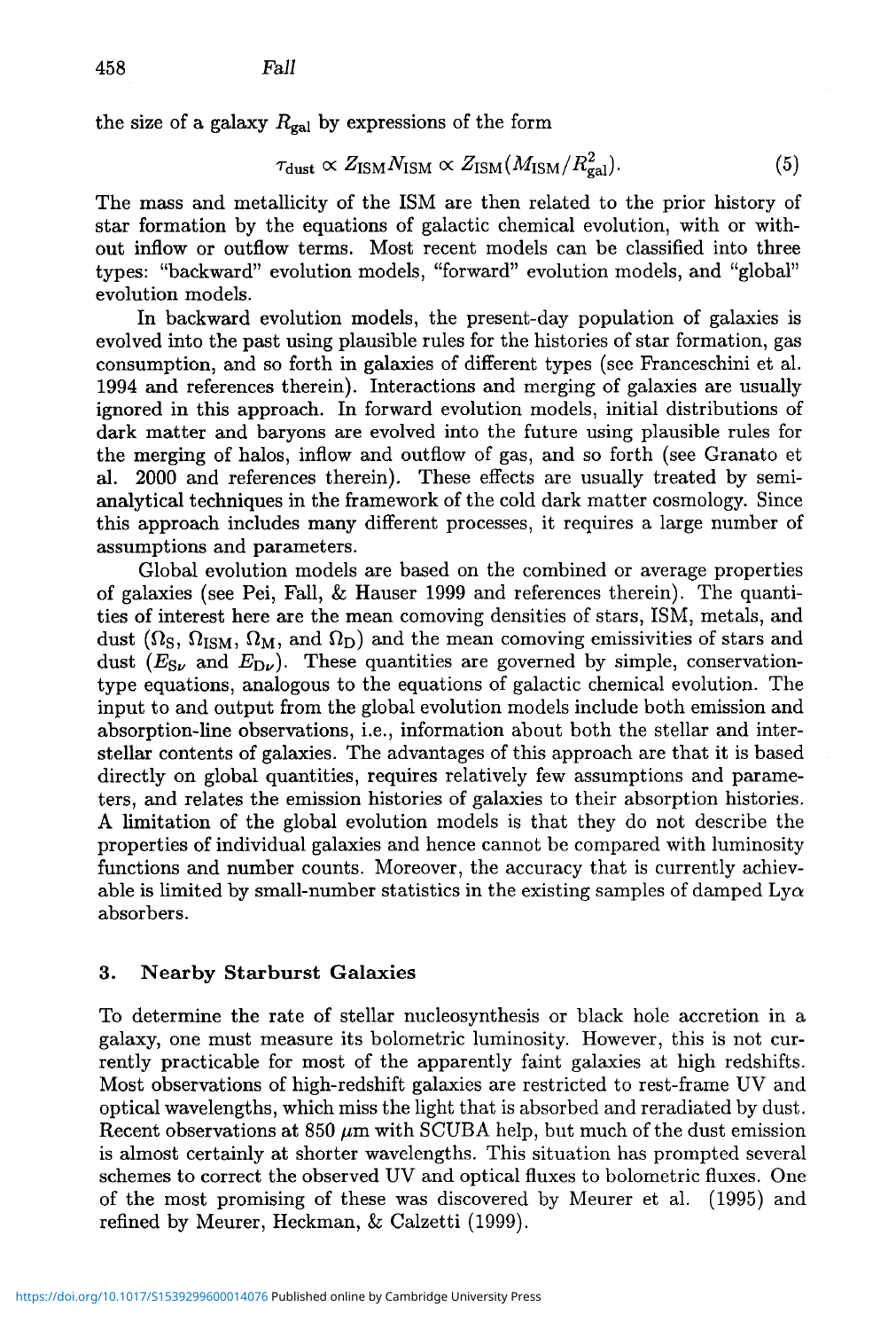the size of a galaxy $R_{\rm gal}$ by expressions of the form

$$\tau_{\rm dust} \propto Z_{\rm ISM} N_{\rm ISM} \propto Z_{\rm ISM}(M_{\rm ISM}/R_{\rm gal}^2). \tag{5}$$

The mass and metallicity of the ISM are then related to the prior history of star formation by the equations of galactic chemical evolution, with or without inflow or outflow terms. Most recent models can be classified into three types: "backward" evolution models, "forward" evolution models, and "global" evolution models.

In backward evolution models, the present-day population of galaxies is evolved into the past using plausible rules for the histories of star formation, gas consumption, and so forth in galaxies of different types (see Franceschini et al. 1994 and references therein). Interactions and merging of galaxies are usually ignored in this approach. In forward evolution models, initial distributions of dark matter and baryons are evolved into the future using plausible rules for the merging of halos, inflow and outflow of gas, and so forth (see Granato et al. 2000 and references therein). These effects are usually treated by semi-analytical techniques in the framework of the cold dark matter cosmology. Since this approach includes many different processes, it requires a large number of assumptions and parameters.

Global evolution models are based on the combined or average properties of galaxies (see Pei, Fall, & Hauser 1999 and references therein). The quantities of interest here are the mean comoving densities of stars, ISM, metals, and dust ($\Omega_{\rm S}$, $\Omega_{\rm ISM}$, $\Omega_{\rm M}$, and $\Omega_{\rm D}$) and the mean comoving emissivities of stars and dust ($E_{{\rm S}\nu}$ and $E_{{\rm D}\nu}$). These quantities are governed by simple, conservation-type equations, analogous to the equations of galactic chemical evolution. The input to and output from the global evolution models include both emission and absorption-line observations, i.e., information about both the stellar and interstellar contents of galaxies. The advantages of this approach are that it is based directly on global quantities, requires relatively few assumptions and parameters, and relates the emission histories of galaxies to their absorption histories. A limitation of the global evolution models is that they do not describe the properties of individual galaxies and hence cannot be compared with luminosity functions and number counts. Moreover, the accuracy that is currently achievable is limited by small-number statistics in the existing samples of damped Ly$\alpha$ absorbers.

## 3. Nearby Starburst Galaxies

To determine the rate of stellar nucleosynthesis or black hole accretion in a galaxy, one must measure its bolometric luminosity. However, this is not currently practicable for most of the apparently faint galaxies at high redshifts. Most observations of high-redshift galaxies are restricted to rest-frame UV and optical wavelengths, which miss the light that is absorbed and reradiated by dust. Recent observations at 850 $\mu$m with SCUBA help, but much of the dust emission is almost certainly at shorter wavelengths. This situation has prompted several schemes to correct the observed UV and optical fluxes to bolometric fluxes. One of the most promising of these was discovered by Meurer et al. (1995) and refined by Meurer, Heckman, & Calzetti (1999).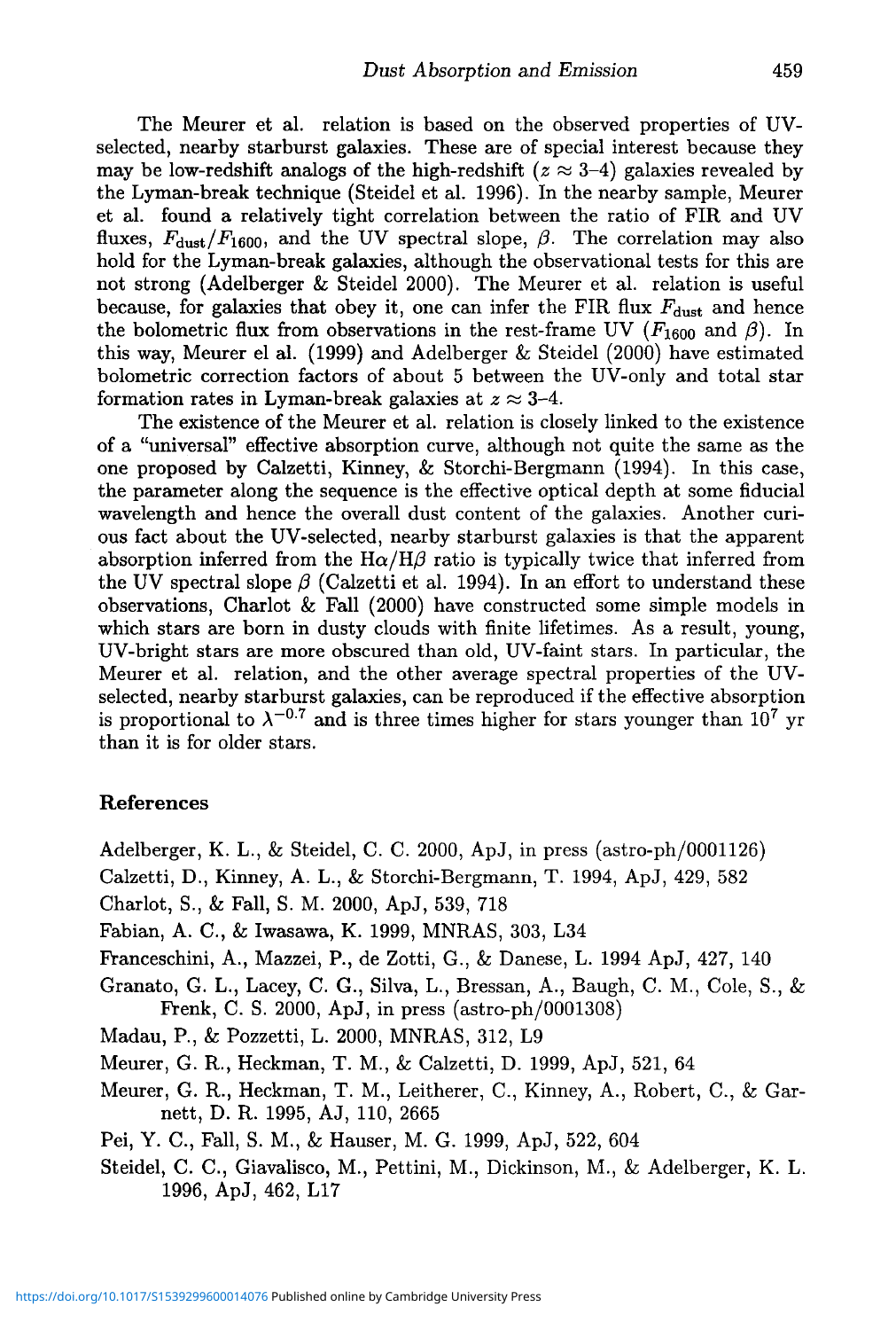The Meurer et al. relation is based on the observed properties of UV-selected, nearby starburst galaxies. These are of special interest because they may be low-redshift analogs of the high-redshift ($z \approx 3$–$4$) galaxies revealed by the Lyman-break technique (Steidel et al. 1996). In the nearby sample, Meurer et al. found a relatively tight correlation between the ratio of FIR and UV fluxes, $F_{\rm dust}/F_{1600}$, and the UV spectral slope, $\beta$. The correlation may also hold for the Lyman-break galaxies, although the observational tests for this are not strong (Adelberger & Steidel 2000). The Meurer et al. relation is useful because, for galaxies that obey it, one can infer the FIR flux $F_{\rm dust}$ and hence the bolometric flux from observations in the rest-frame UV ($F_{1600}$ and $\beta$). In this way, Meurer el al. (1999) and Adelberger & Steidel (2000) have estimated bolometric correction factors of about 5 between the UV-only and total star formation rates in Lyman-break galaxies at $z \approx 3$–$4$.

The existence of the Meurer et al. relation is closely linked to the existence of a "universal" effective absorption curve, although not quite the same as the one proposed by Calzetti, Kinney, & Storchi-Bergmann (1994). In this case, the parameter along the sequence is the effective optical depth at some fiducial wavelength and hence the overall dust content of the galaxies. Another curious fact about the UV-selected, nearby starburst galaxies is that the apparent absorption inferred from the $H\alpha/H\beta$ ratio is typically twice that inferred from the UV spectral slope $\beta$ (Calzetti et al. 1994). In an effort to understand these observations, Charlot & Fall (2000) have constructed some simple models in which stars are born in dusty clouds with finite lifetimes. As a result, young, UV-bright stars are more obscured than old, UV-faint stars. In particular, the Meurer et al. relation, and the other average spectral properties of the UV-selected, nearby starburst galaxies, can be reproduced if the effective absorption is proportional to $\lambda^{-0.7}$ and is three times higher for stars younger than $10^7$ yr than it is for older stars.

## References

Adelberger, K. L., & Steidel, C. C. 2000, ApJ, in press (astro-ph/0001126)

Calzetti, D., Kinney, A. L., & Storchi-Bergmann, T. 1994, ApJ, 429, 582

Charlot, S., & Fall, S. M. 2000, ApJ, 539, 718

Fabian, A. C., & Iwasawa, K. 1999, MNRAS, 303, L34

Franceschini, A., Mazzei, P., de Zotti, G., & Danese, L. 1994 ApJ, 427, 140

Granato, G. L., Lacey, C. G., Silva, L., Bressan, A., Baugh, C. M., Cole, S., & Frenk, C. S. 2000, ApJ, in press (astro-ph/0001308)

Madau, P., & Pozzetti, L. 2000, MNRAS, 312, L9

Meurer, G. R., Heckman, T. M., & Calzetti, D. 1999, ApJ, 521, 64

Meurer, G. R., Heckman, T. M., Leitherer, C., Kinney, A., Robert, C., & Garnett, D. R. 1995, AJ, 110, 2665

Pei, Y. C., Fall, S. M., & Hauser, M. G. 1999, ApJ, 522, 604

Steidel, C. C., Giavalisco, M., Pettini, M., Dickinson, M., & Adelberger, K. L. 1996, ApJ, 462, L17